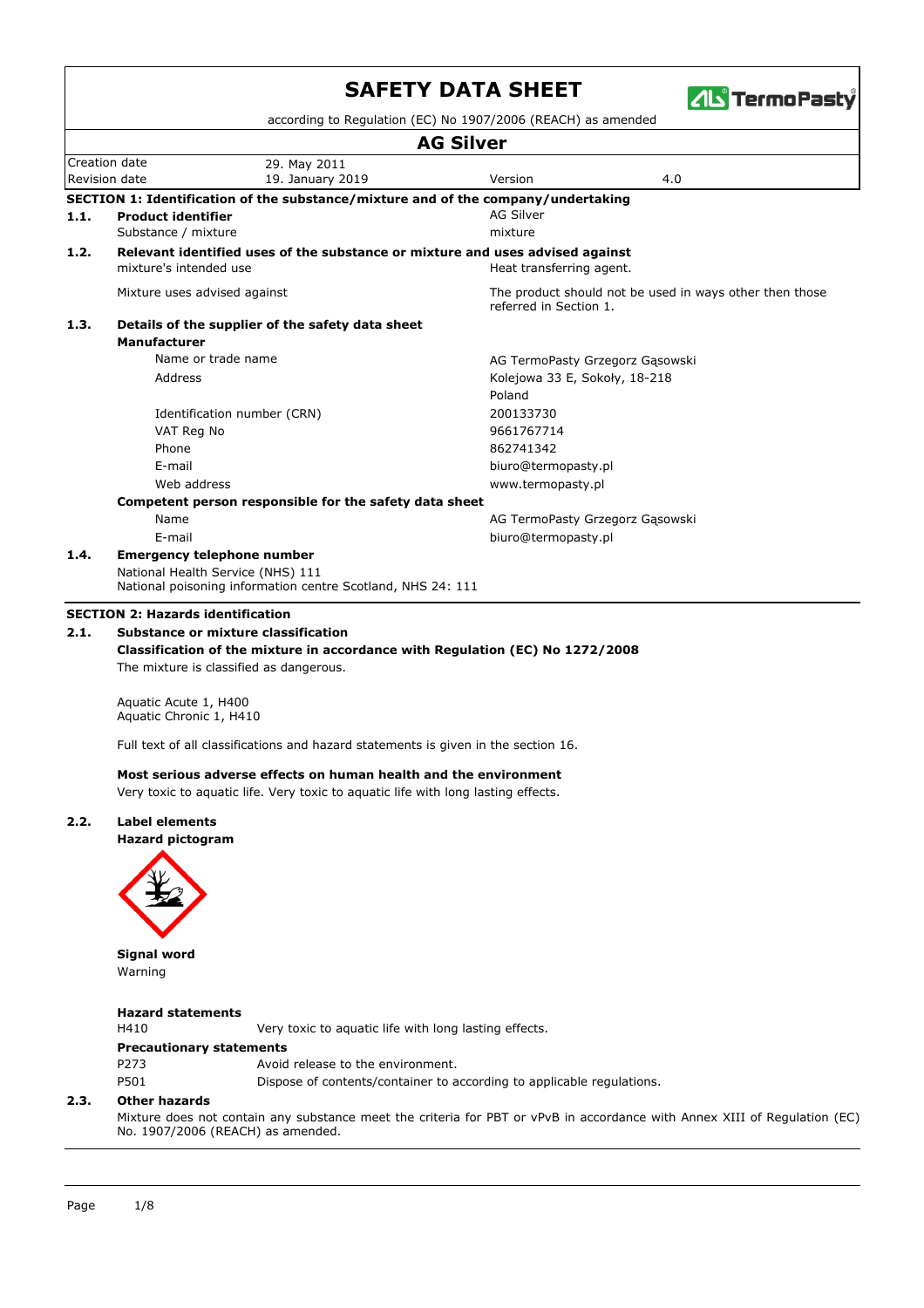# SAFETY DATA SHEET

according to Regulation (EC) No 1907/2006 (REACH) as amended

## AG Silver

| Creation date | 29. May 2011 | | |
|---|---|---|---|
| Revision date | 19. January 2019 | Version | 4.0 |

### SECTION 1: Identification of the substance/mixture and of the company/undertaking

**1.1. Product identifier** — AG Silver

Substance / mixture — mixture

**1.2. Relevant identified uses of the substance or mixture and uses advised against**

mixture's intended use — Heat transferring agent.

Mixture uses advised against — The product should not be used in ways other then those referred in Section 1.

**1.3. Details of the supplier of the safety data sheet**

**Manufacturer**

| | |
|---|---|
| Name or trade name | AG TermoPasty Grzegorz Gąsowski |
| Address | Kolejowa 33 E, Sokoły, 18-218 |
| | Poland |
| Identification number (CRN) | 200133730 |
| VAT Reg No | 9661767714 |
| Phone | 862741342 |
| E-mail | biuro@termopasty.pl |
| Web address | www.termopasty.pl |

**Competent person responsible for the safety data sheet**

| | |
|---|---|
| Name | AG TermoPasty Grzegorz Gąsowski |
| E-mail | biuro@termopasty.pl |

**1.4. Emergency telephone number**

National Health Service (NHS) 111
National poisoning information centre Scotland, NHS 24: 111

### SECTION 2: Hazards identification

**2.1. Substance or mixture classification**

**Classification of the mixture in accordance with Regulation (EC) No 1272/2008**

The mixture is classified as dangerous.

Aquatic Acute 1, H400
Aquatic Chronic 1, H410

Full text of all classifications and hazard statements is given in the section 16.

**Most serious adverse effects on human health and the environment**

Very toxic to aquatic life. Very toxic to aquatic life with long lasting effects.

**2.2. Label elements**

**Hazard pictogram**

**Signal word**

Warning

**Hazard statements**

| | |
|---|---|
| H410 | Very toxic to aquatic life with long lasting effects. |

**Precautionary statements**

| | |
|---|---|
| P273 | Avoid release to the environment. |
| P501 | Dispose of contents/container to according to applicable regulations. |

**2.3. Other hazards**

Mixture does not contain any substance meet the criteria for PBT or vPvB in accordance with Annex XIII of Regulation (EC) No. 1907/2006 (REACH) as amended.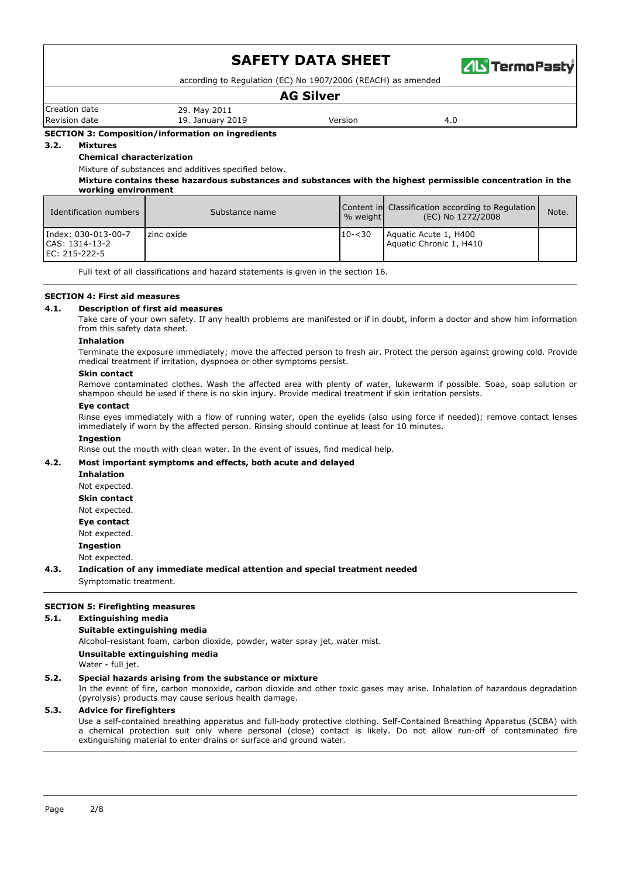## SECTION 3: Composition/information on ingredients

### 3.2. Mixtures

**Chemical characterization**

Mixture of substances and additives specified below.

**Mixture contains these hazardous substances and substances with the highest permissible concentration in the working environment**

| Identification numbers | Substance name | Content in % weight | Classification according to Regulation (EC) No 1272/2008 | Note. |
|---|---|---|---|---|
| Index: 030-013-00-7<br>CAS: 1314-13-2<br>EC: 215-222-5 | zinc oxide | 10-<30 | Aquatic Acute 1, H400<br>Aquatic Chronic 1, H410 | |

Full text of all classifications and hazard statements is given in the section 16.

## SECTION 4: First aid measures

### 4.1. Description of first aid measures

Take care of your own safety. If any health problems are manifested or if in doubt, inform a doctor and show him information from this safety data sheet.

**Inhalation**

Terminate the exposure immediately; move the affected person to fresh air. Protect the person against growing cold. Provide medical treatment if irritation, dyspnoea or other symptoms persist.

**Skin contact**

Remove contaminated clothes. Wash the affected area with plenty of water, lukewarm if possible. Soap, soap solution or shampoo should be used if there is no skin injury. Provide medical treatment if skin irritation persists.

**Eye contact**

Rinse eyes immediately with a flow of running water, open the eyelids (also using force if needed); remove contact lenses immediately if worn by the affected person. Rinsing should continue at least for 10 minutes.

**Ingestion**

Rinse out the mouth with clean water. In the event of issues, find medical help.

### 4.2. Most important symptoms and effects, both acute and delayed

**Inhalation**

Not expected.

**Skin contact**

Not expected.

**Eye contact**

Not expected.

**Ingestion**

Not expected.

### 4.3. Indication of any immediate medical attention and special treatment needed

Symptomatic treatment.

## SECTION 5: Firefighting measures

### 5.1. Extinguishing media

**Suitable extinguishing media**

Alcohol-resistant foam, carbon dioxide, powder, water spray jet, water mist.

**Unsuitable extinguishing media**

Water - full jet.

### 5.2. Special hazards arising from the substance or mixture

In the event of fire, carbon monoxide, carbon dioxide and other toxic gases may arise. Inhalation of hazardous degradation (pyrolysis) products may cause serious health damage.

### 5.3. Advice for firefighters

Use a self-contained breathing apparatus and full-body protective clothing. Self-Contained Breathing Apparatus (SCBA) with a chemical protection suit only where personal (close) contact is likely. Do not allow run-off of contaminated fire extinguishing material to enter drains or surface and ground water.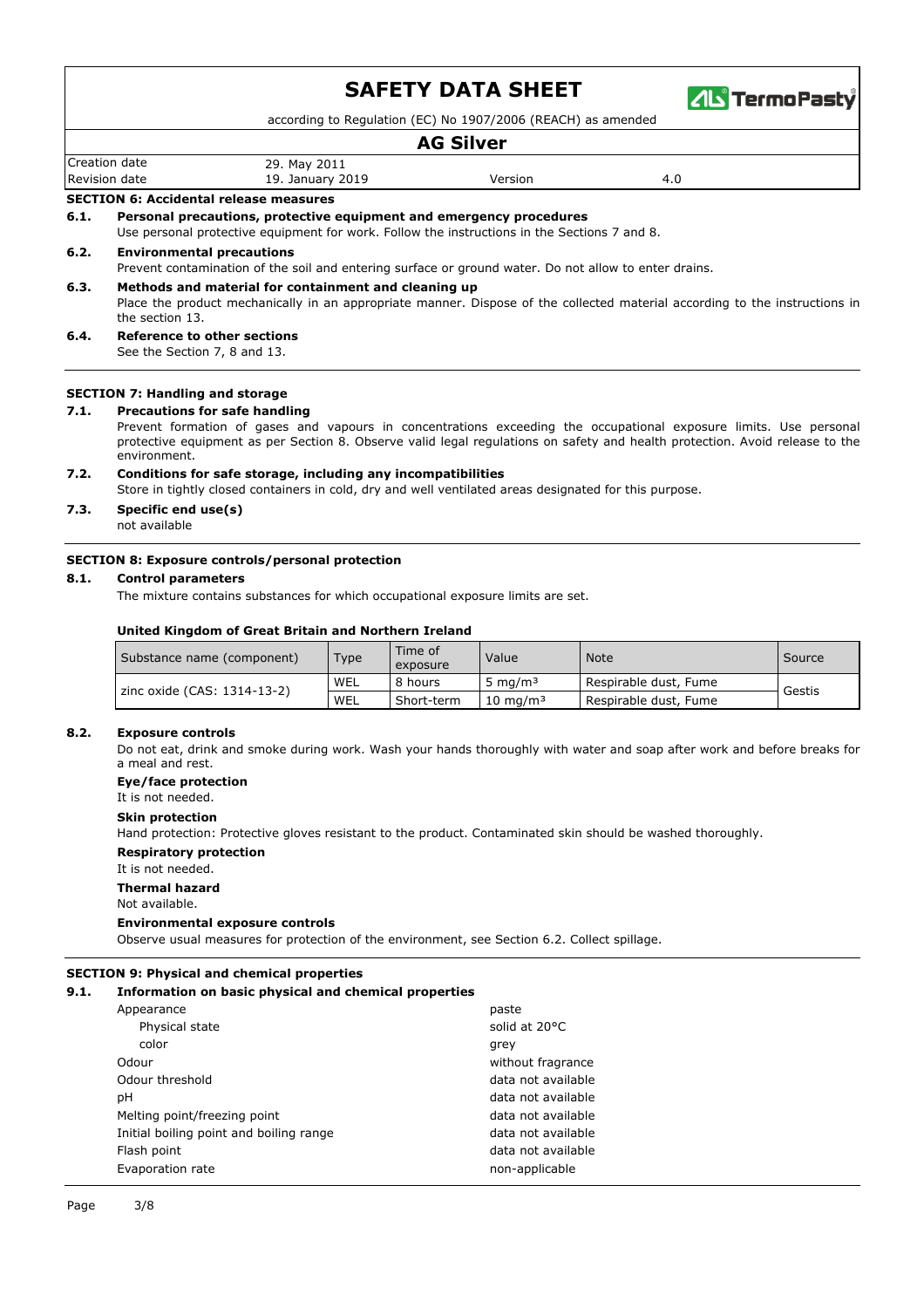## SECTION 6: Accidental release measures

### 6.1. Personal precautions, protective equipment and emergency procedures

Use personal protective equipment for work. Follow the instructions in the Sections 7 and 8.

### 6.2. Environmental precautions

Prevent contamination of the soil and entering surface or ground water. Do not allow to enter drains.

### 6.3. Methods and material for containment and cleaning up

Place the product mechanically in an appropriate manner. Dispose of the collected material according to the instructions in the section 13.

### 6.4. Reference to other sections

See the Section 7, 8 and 13.

## SECTION 7: Handling and storage

### 7.1. Precautions for safe handling

Prevent formation of gases and vapours in concentrations exceeding the occupational exposure limits. Use personal protective equipment as per Section 8. Observe valid legal regulations on safety and health protection. Avoid release to the environment.

### 7.2. Conditions for safe storage, including any incompatibilities

Store in tightly closed containers in cold, dry and well ventilated areas designated for this purpose.

### 7.3. Specific end use(s)

not available

## SECTION 8: Exposure controls/personal protection

### 8.1. Control parameters

The mixture contains substances for which occupational exposure limits are set.

**United Kingdom of Great Britain and Northern Ireland**

| Substance name (component) | Type | Time of exposure | Value | Note | Source |
|---|---|---|---|---|---|
| zinc oxide (CAS: 1314-13-2) | WEL | 8 hours | 5 mg/m³ | Respirable dust, Fume | Gestis |
| | WEL | Short-term | 10 mg/m³ | Respirable dust, Fume | |

### 8.2. Exposure controls

Do not eat, drink and smoke during work. Wash your hands thoroughly with water and soap after work and before breaks for a meal and rest.

**Eye/face protection**

It is not needed.

**Skin protection**

Hand protection: Protective gloves resistant to the product. Contaminated skin should be washed thoroughly.

**Respiratory protection**

It is not needed.

**Thermal hazard**

Not available.

**Environmental exposure controls**

Observe usual measures for protection of the environment, see Section 6.2. Collect spillage.

## SECTION 9: Physical and chemical properties

### 9.1. Information on basic physical and chemical properties

| | |
|---|---|
| Appearance | paste |
| Physical state | solid at 20°C |
| color | grey |
| Odour | without fragrance |
| Odour threshold | data not available |
| pH | data not available |
| Melting point/freezing point | data not available |
| Initial boiling point and boiling range | data not available |
| Flash point | data not available |
| Evaporation rate | non-applicable |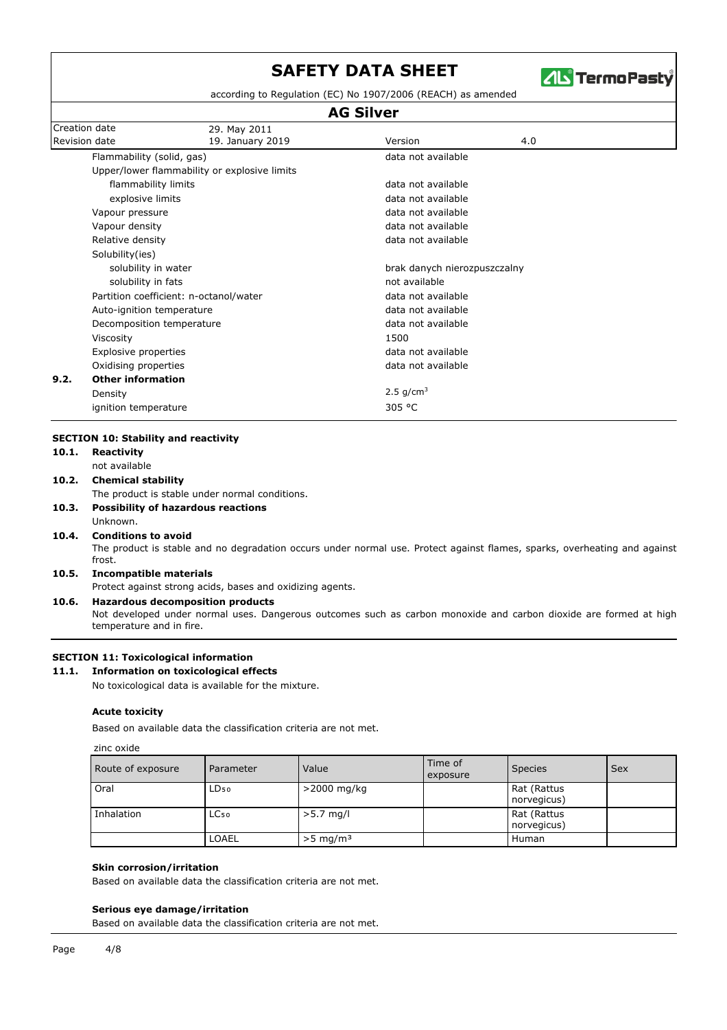| | |
|---|---|
| Flammability (solid, gas) | data not available |
| Upper/lower flammability or explosive limits | |
| flammability limits | data not available |
| explosive limits | data not available |
| Vapour pressure | data not available |
| Vapour density | data not available |
| Relative density | data not available |
| Solubility(ies) | |
| solubility in water | brak danych nierozpuszczalny |
| solubility in fats | not available |
| Partition coefficient: n-octanol/water | data not available |
| Auto-ignition temperature | data not available |
| Decomposition temperature | data not available |
| Viscosity | 1500 |
| Explosive properties | data not available |
| Oxidising properties | data not available |

### 9.2. Other information

| | |
|---|---|
| Density | 2.5 g/cm$^3$ |
| ignition temperature | 305 °C |

## SECTION 10: Stability and reactivity

### 10.1. Reactivity

not available

### 10.2. Chemical stability

The product is stable under normal conditions.

### 10.3. Possibility of hazardous reactions

Unknown.

### 10.4. Conditions to avoid

The product is stable and no degradation occurs under normal use. Protect against flames, sparks, overheating and against frost.

### 10.5. Incompatible materials

Protect against strong acids, bases and oxidizing agents.

### 10.6. Hazardous decomposition products

Not developed under normal uses. Dangerous outcomes such as carbon monoxide and carbon dioxide are formed at high temperature and in fire.

## SECTION 11: Toxicological information

### 11.1. Information on toxicological effects

No toxicological data is available for the mixture.

**Acute toxicity**

Based on available data the classification criteria are not met.

zinc oxide

| Route of exposure | Parameter | Value | Time of exposure | Species | Sex |
|---|---|---|---|---|---|
| Oral | $LD_{50}$ | >2000 mg/kg | | Rat (Rattus norvegicus) | |
| Inhalation | $LC_{50}$ | >5.7 mg/l | | Rat (Rattus norvegicus) | |
| | LOAEL | >5 mg/m$^3$ | | Human | |

**Skin corrosion/irritation**

Based on available data the classification criteria are not met.

**Serious eye damage/irritation**

Based on available data the classification criteria are not met.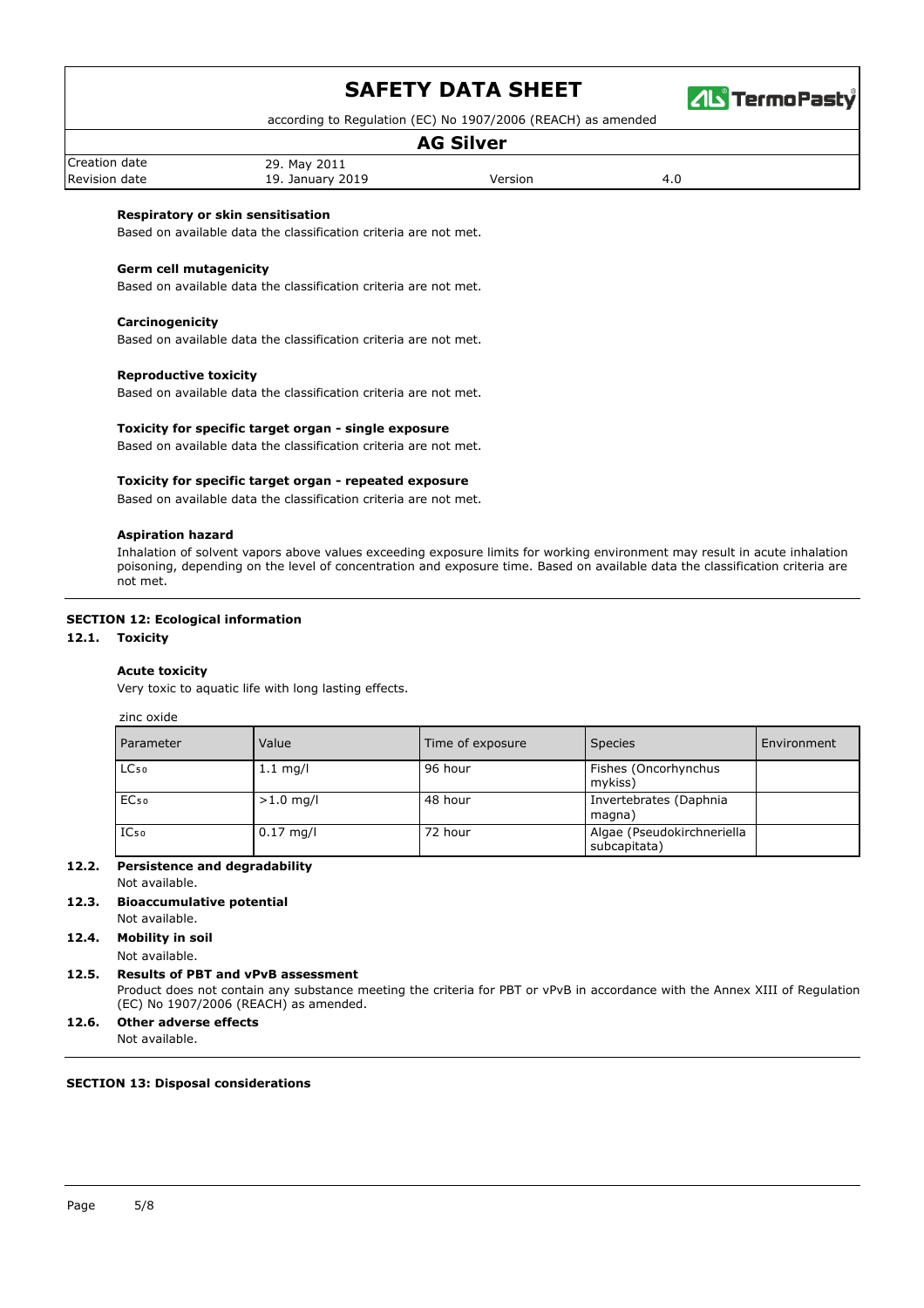**Respiratory or skin sensitisation**

Based on available data the classification criteria are not met.

**Germ cell mutagenicity**

Based on available data the classification criteria are not met.

**Carcinogenicity**

Based on available data the classification criteria are not met.

**Reproductive toxicity**

Based on available data the classification criteria are not met.

**Toxicity for specific target organ - single exposure**

Based on available data the classification criteria are not met.

**Toxicity for specific target organ - repeated exposure**

Based on available data the classification criteria are not met.

**Aspiration hazard**

Inhalation of solvent vapors above values exceeding exposure limits for working environment may result in acute inhalation poisoning, depending on the level of concentration and exposure time. Based on available data the classification criteria are not met.

## SECTION 12: Ecological information

### 12.1. Toxicity

**Acute toxicity**

Very toxic to aquatic life with long lasting effects.

zinc oxide

| Parameter | Value | Time of exposure | Species | Environment |
|---|---|---|---|---|
| $LC_{50}$ | 1.1 mg/l | 96 hour | Fishes (Oncorhynchus mykiss) | |
| $EC_{50}$ | >1.0 mg/l | 48 hour | Invertebrates (Daphnia magna) | |
| $IC_{50}$ | 0.17 mg/l | 72 hour | Algae (Pseudokirchneriella subcapitata) | |

### 12.2. Persistence and degradability

Not available.

### 12.3. Bioaccumulative potential

Not available.

### 12.4. Mobility in soil

Not available.

### 12.5. Results of PBT and vPvB assessment

Product does not contain any substance meeting the criteria for PBT or vPvB in accordance with the Annex XIII of Regulation (EC) No 1907/2006 (REACH) as amended.

### 12.6. Other adverse effects

Not available.

## SECTION 13: Disposal considerations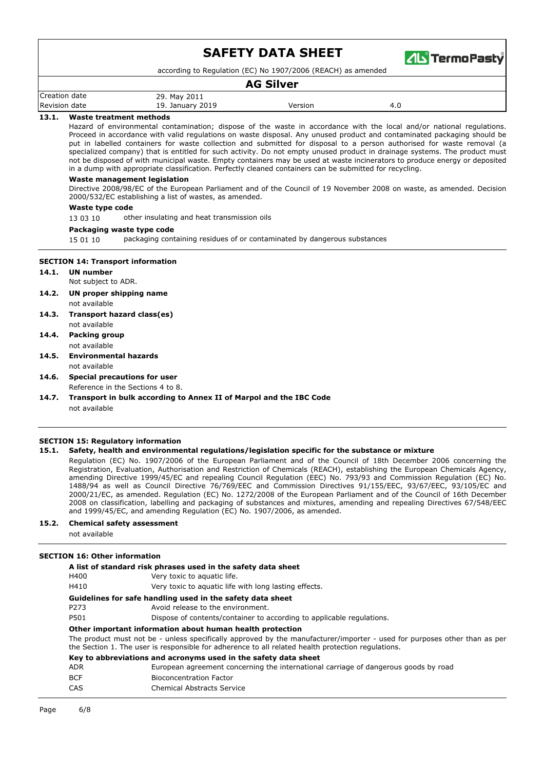### 13.1. Waste treatment methods

Hazard of environmental contamination; dispose of the waste in accordance with the local and/or national regulations. Proceed in accordance with valid regulations on waste disposal. Any unused product and contaminated packaging should be put in labelled containers for waste collection and submitted for disposal to a person authorised for waste removal (a specialized company) that is entitled for such activity. Do not empty unused product in drainage systems. The product must not be disposed of with municipal waste. Empty containers may be used at waste incinerators to produce energy or deposited in a dump with appropriate classification. Perfectly cleaned containers can be submitted for recycling.

**Waste management legislation**

Directive 2008/98/EC of the European Parliament and of the Council of 19 November 2008 on waste, as amended. Decision 2000/532/EC establishing a list of wastes, as amended.

**Waste type code**

| | |
|---|---|
| 13 03 10 | other insulating and heat transmission oils |

**Packaging waste type code**

| | |
|---|---|
| 15 01 10 | packaging containing residues of or contaminated by dangerous substances |

## SECTION 14: Transport information

### 14.1. UN number

Not subject to ADR.

### 14.2. UN proper shipping name

not available

### 14.3. Transport hazard class(es)

not available

### 14.4. Packing group

not available

### 14.5. Environmental hazards

not available

### 14.6. Special precautions for user

Reference in the Sections 4 to 8.

### 14.7. Transport in bulk according to Annex II of Marpol and the IBC Code

not available

## SECTION 15: Regulatory information

### 15.1. Safety, health and environmental regulations/legislation specific for the substance or mixture

Regulation (EC) No. 1907/2006 of the European Parliament and of the Council of 18th December 2006 concerning the Registration, Evaluation, Authorisation and Restriction of Chemicals (REACH), establishing the European Chemicals Agency, amending Directive 1999/45/EC and repealing Council Regulation (EEC) No. 793/93 and Commission Regulation (EC) No. 1488/94 as well as Council Directive 76/769/EEC and Commission Directives 91/155/EEC, 93/67/EEC, 93/105/EC and 2000/21/EC, as amended. Regulation (EC) No. 1272/2008 of the European Parliament and of the Council of 16th December 2008 on classification, labelling and packaging of substances and mixtures, amending and repealing Directives 67/548/EEC and 1999/45/EC, and amending Regulation (EC) No. 1907/2006, as amended.

### 15.2. Chemical safety assessment

not available

## SECTION 16: Other information

**A list of standard risk phrases used in the safety data sheet**

| | |
|---|---|
| H400 | Very toxic to aquatic life. |
| H410 | Very toxic to aquatic life with long lasting effects. |

**Guidelines for safe handling used in the safety data sheet**

| | |
|---|---|
| P273 | Avoid release to the environment. |
| P501 | Dispose of contents/container to according to applicable regulations. |

**Other important information about human health protection**

The product must not be - unless specifically approved by the manufacturer/importer - used for purposes other than as per the Section 1. The user is responsible for adherence to all related health protection regulations.

**Key to abbreviations and acronyms used in the safety data sheet**

| | |
|---|---|
| ADR | European agreement concerning the international carriage of dangerous goods by road |
| BCF | Bioconcentration Factor |
| CAS | Chemical Abstracts Service |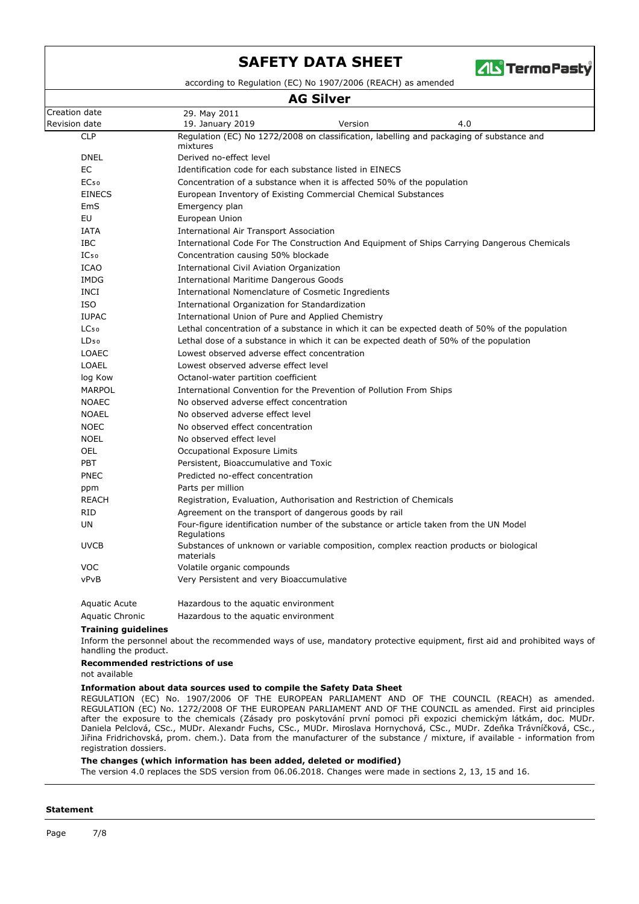| Abbreviation | Meaning |
|---|---|
| CLP | Regulation (EC) No 1272/2008 on classification, labelling and packaging of substance and mixtures |
| DNEL | Derived no-effect level |
| EC | Identification code for each substance listed in EINECS |
| $EC_{50}$ | Concentration of a substance when it is affected 50% of the population |
| EINECS | European Inventory of Existing Commercial Chemical Substances |
| EmS | Emergency plan |
| EU | European Union |
| IATA | International Air Transport Association |
| IBC | International Code For The Construction And Equipment of Ships Carrying Dangerous Chemicals |
| $IC_{50}$ | Concentration causing 50% blockade |
| ICAO | International Civil Aviation Organization |
| IMDG | International Maritime Dangerous Goods |
| INCI | International Nomenclature of Cosmetic Ingredients |
| ISO | International Organization for Standardization |
| IUPAC | International Union of Pure and Applied Chemistry |
| $LC_{50}$ | Lethal concentration of a substance in which it can be expected death of 50% of the population |
| $LD_{50}$ | Lethal dose of a substance in which it can be expected death of 50% of the population |
| LOAEC | Lowest observed adverse effect concentration |
| LOAEL | Lowest observed adverse effect level |
| log Kow | Octanol-water partition coefficient |
| MARPOL | International Convention for the Prevention of Pollution From Ships |
| NOAEC | No observed adverse effect concentration |
| NOAEL | No observed adverse effect level |
| NOEC | No observed effect concentration |
| NOEL | No observed effect level |
| OEL | Occupational Exposure Limits |
| PBT | Persistent, Bioaccumulative and Toxic |
| PNEC | Predicted no-effect concentration |
| ppm | Parts per million |
| REACH | Registration, Evaluation, Authorisation and Restriction of Chemicals |
| RID | Agreement on the transport of dangerous goods by rail |
| UN | Four-figure identification number of the substance or article taken from the UN Model Regulations |
| UVCB | Substances of unknown or variable composition, complex reaction products or biological materials |
| VOC | Volatile organic compounds |
| vPvB | Very Persistent and very Bioaccumulative |
| Aquatic Acute | Hazardous to the aquatic environment |
| Aquatic Chronic | Hazardous to the aquatic environment |

**Training guidelines**

Inform the personnel about the recommended ways of use, mandatory protective equipment, first aid and prohibited ways of handling the product.

**Recommended restrictions of use**

not available

**Information about data sources used to compile the Safety Data Sheet**

REGULATION (EC) No. 1907/2006 OF THE EUROPEAN PARLIAMENT AND OF THE COUNCIL (REACH) as amended. REGULATION (EC) No. 1272/2008 OF THE EUROPEAN PARLIAMENT AND OF THE COUNCIL as amended. First aid principles after the exposure to the chemicals (Zásady pro poskytování první pomoci při expozici chemickým látkám, doc. MUDr. Daniela Pelclová, CSc., MUDr. Alexandr Fuchs, CSc., MUDr. Miroslava Hornychová, CSc., MUDr. Zdeňka Trávníčková, CSc., Jiřina Fridrichovská, prom. chem.). Data from the manufacturer of the substance / mixture, if available - information from registration dossiers.

**The changes (which information has been added, deleted or modified)**

The version 4.0 replaces the SDS version from 06.06.2018. Changes were made in sections 2, 13, 15 and 16.

**Statement**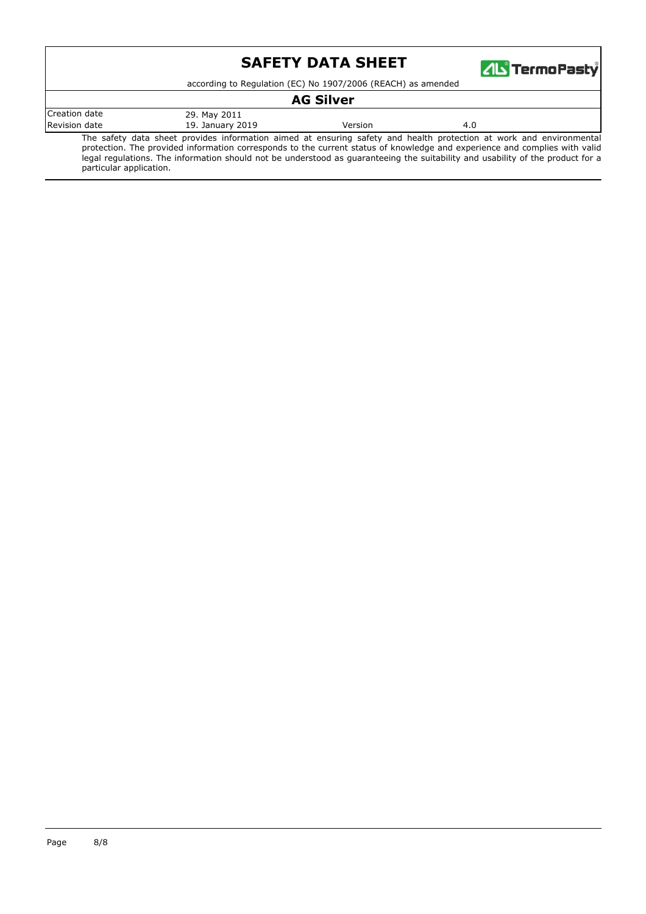The safety data sheet provides information aimed at ensuring safety and health protection at work and environmental protection. The provided information corresponds to the current status of knowledge and experience and complies with valid legal regulations. The information should not be understood as guaranteeing the suitability and usability of the product for a particular application.